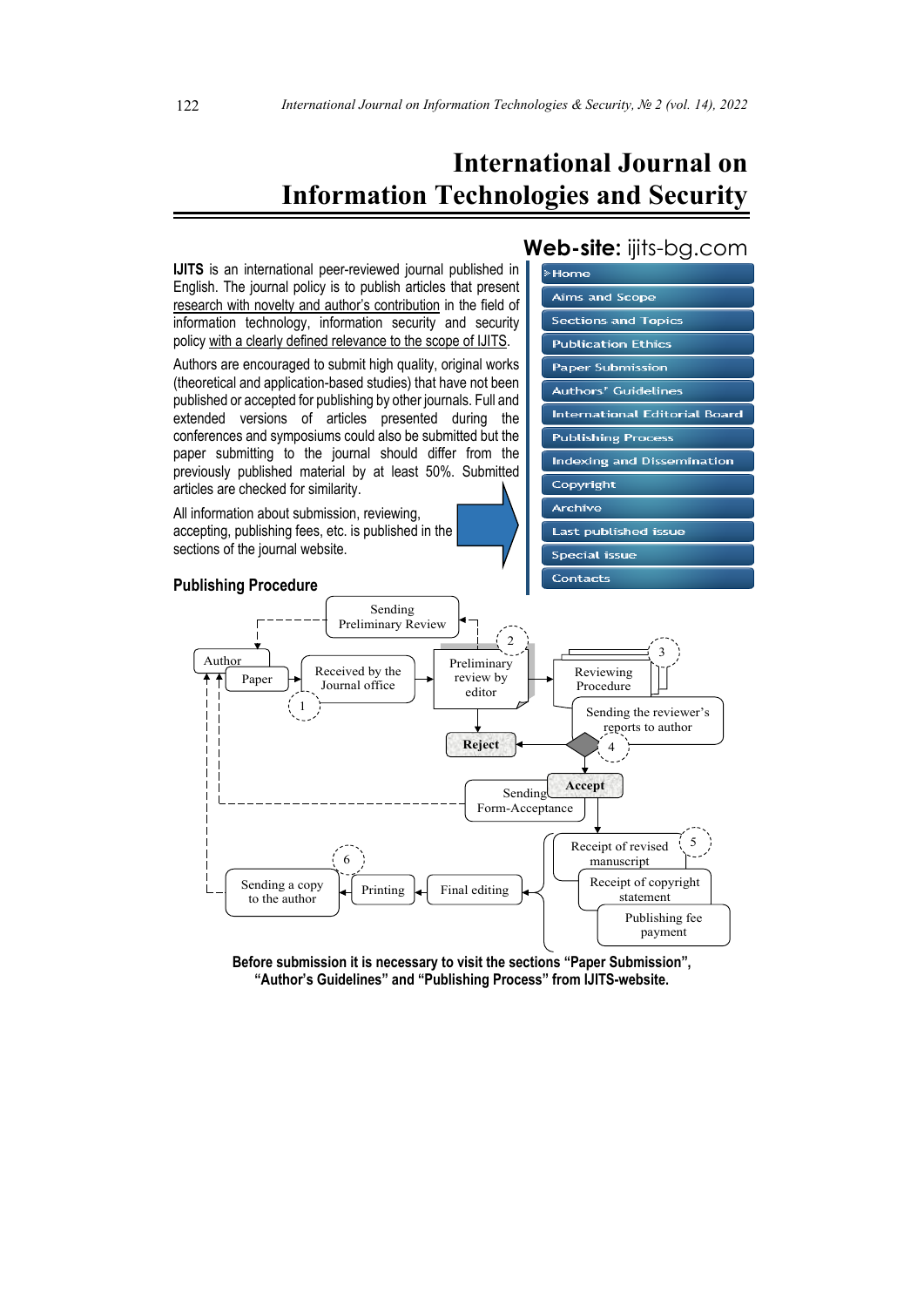# International Journal on Information Technologies and Security

**Web-site:** ijits-bg.com

- Home
- Aims and Scope
- Sections and Topics
- Publication Ethics
- Paper Submission
- Authors' Guidelines
- International Editorial Board
- Publishing Process
- Indexing and Dissemination
- Copyright
- Archive
- Last published issue
- Special issue
- Contacts

**IJITS** is an international peer-reviewed journal published in English. The journal policy is to publish articles that present research with novelty and author's contribution in the field of information technology, information security and security policy with a clearly defined relevance to the scope of IJITS.

Authors are encouraged to submit high quality, original works (theoretical and application-based studies) that have not been published or accepted for publishing by other journals. Full and extended versions of articles presented during the conferences and symposiums could also be submitted but the paper submitting to the journal should differ from the previously published material by at least 50%. Submitted articles are checked for similarity.

All information about submission, reviewing, accepting, publishing fees, etc. is published in the sections of the journal website.

## Publishing Procedure

Author → Paper → Received by the Journal office (1) → Preliminary review by editor (2) → Sending Preliminary Review (to Author) / Reject / Reviewing Procedure (3) → Sending the reviewer's reports to author (4) → Reject / Accept → Sending Form-Acceptance (to Author) → Receipt of revised manuscript (5), Receipt of copyright statement, Publishing fee payment → Final editing → Printing (6) → Sending a copy to the author

**Before submission it is necessary to visit the sections "Paper Submission", "Author's Guidelines" and "Publishing Process" from IJITS-website.**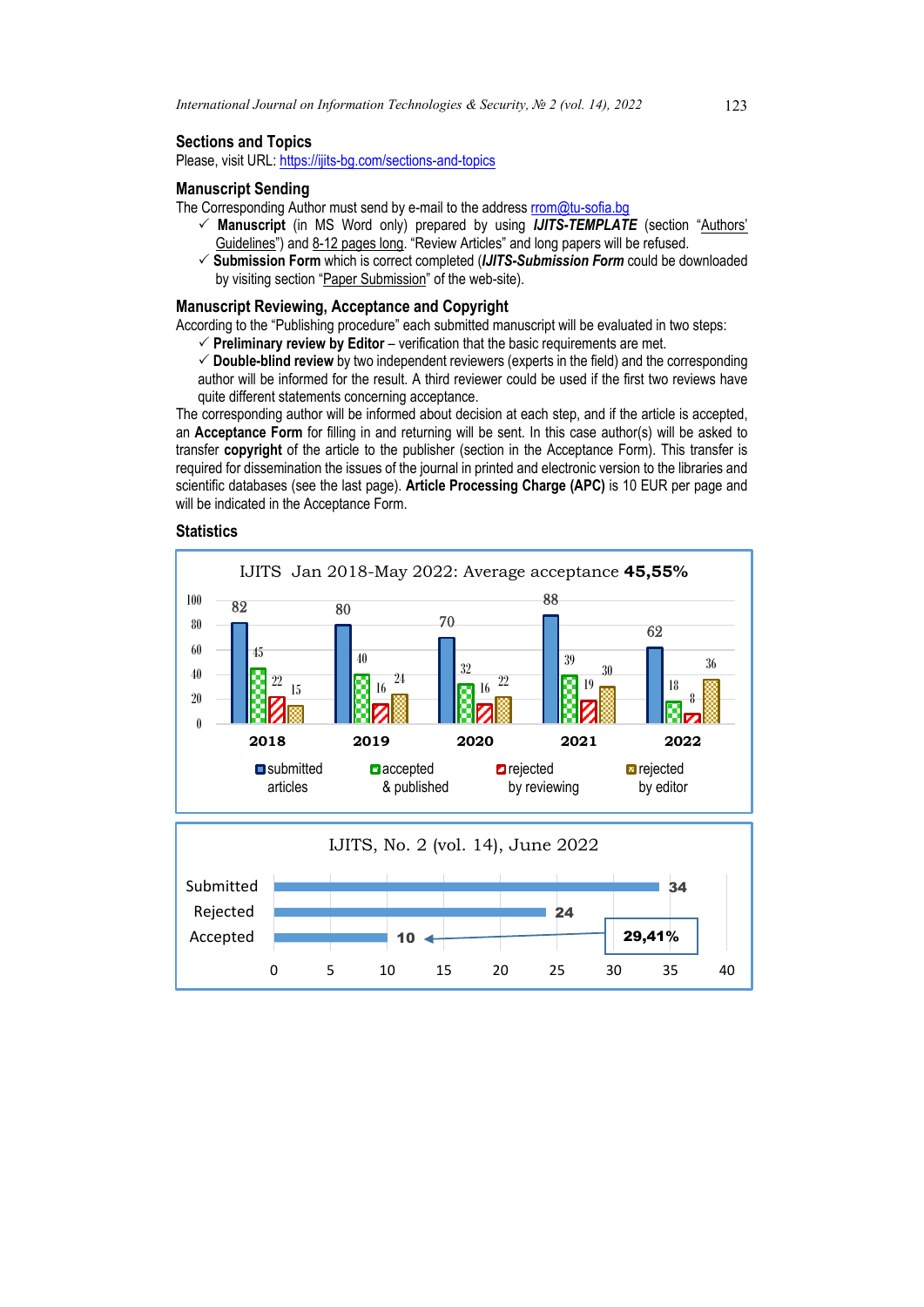### Sections and Topics

Please, visit URL: https://ijits-bg.com/sections-and-topics

### Manuscript Sending

The Corresponding Author must send by e-mail to the address rrom@tu-sofia.bg

- ✓ **Manuscript** (in MS Word only) prepared by using ***IJITS-TEMPLATE*** (section "Authors' Guidelines") and 8-12 pages long. "Review Articles" and long papers will be refused.
- ✓ **Submission Form** which is correct completed (***IJITS-Submission Form*** could be downloaded by visiting section "Paper Submission" of the web-site).

### Manuscript Reviewing, Acceptance and Copyright

According to the "Publishing procedure" each submitted manuscript will be evaluated in two steps:

- ✓ **Preliminary review by Editor** – verification that the basic requirements are met.
- ✓ **Double-blind review** by two independent reviewers (experts in the field) and the corresponding author will be informed for the result. A third reviewer could be used if the first two reviews have quite different statements concerning acceptance.

The corresponding author will be informed about decision at each step, and if the article is accepted, an **Acceptance Form** for filling in and returning will be sent. In this case author(s) will be asked to transfer **copyright** of the article to the publisher (section in the Acceptance Form). This transfer is required for dissemination the issues of the journal in printed and electronic version to the libraries and scientific databases (see the last page). **Article Processing Charge (APC)** is 10 EUR per page and will be indicated in the Acceptance Form.

### Statistics

IJITS Jan 2018-May 2022: Average acceptance **45,55%**

| Year | submitted articles | accepted & published | rejected by reviewing | rejected by editor |
|---|---|---|---|---|
| 2018 | 82 | 45 | 22 | 15 |
| 2019 | 80 | 40 | 16 | 24 |
| 2020 | 70 | 32 | 16 | 22 |
| 2021 | 88 | 39 | 19 | 30 |
| 2022 | 62 | 18 | 8 | 36 |

IJITS, No. 2 (vol. 14), June 2022

| | Number |
|---|---|
| Submitted | 34 |
| Rejected | 24 |
| Accepted | 10 (29,41%) |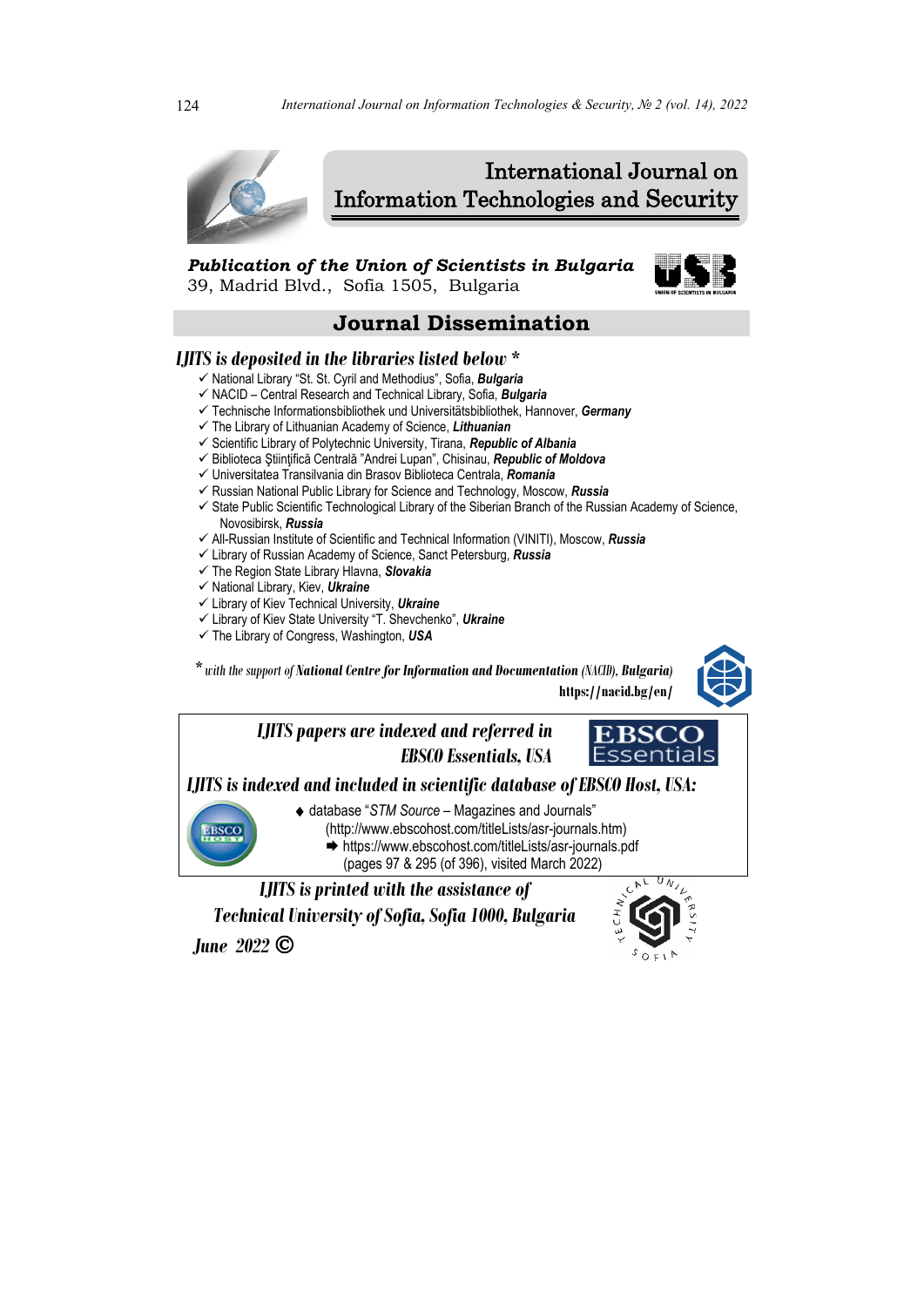# International Journal on Information Technologies and Security

***Publication of the Union of Scientists in Bulgaria***
39, Madrid Blvd., Sofia 1505, Bulgaria

## Journal Dissemination

### *IJITS is deposited in the libraries listed below **

- ✓ National Library "St. St. Cyril and Methodius", Sofia, ***Bulgaria***
- ✓ NACID – Central Research and Technical Library, Sofia, ***Bulgaria***
- ✓ Technische Informationsbibliothek und Universitätsbibliothek, Hannover, ***Germany***
- ✓ The Library of Lithuanian Academy of Science, ***Lithuanian***
- ✓ Scientific Library of Polytechnic University, Tirana, ***Republic of Albania***
- ✓ Biblioteca Ştiinţifică Centrală "Andrei Lupan", Chisinau, ***Republic of Moldova***
- ✓ Universitatea Transilvania din Brasov Biblioteca Centrala, ***Romania***
- ✓ Russian National Public Library for Science and Technology, Moscow, ***Russia***
- ✓ State Public Scientific Technological Library of the Siberian Branch of the Russian Academy of Science, Novosibirsk, ***Russia***
- ✓ All-Russian Institute of Scientific and Technical Information (VINITI), Moscow, ***Russia***
- ✓ Library of Russian Academy of Science, Sanct Petersburg, ***Russia***
- ✓ The Region State Library Hlavna, ***Slovakia***
- ✓ National Library, Kiev, ***Ukraine***
- ✓ Library of Kiev Technical University, ***Ukraine***
- ✓ Library of Kiev State University "T. Shevchenko", ***Ukraine***
- ✓ The Library of Congress, Washington, ***USA***

\* *with the support of **National Centre for Information and Documentation** (NACID), **Bulgaria***)
**https://nacid.bg/en/**

***IJITS papers are indexed and referred in EBSCO Essentials, USA***

***IJITS is indexed and included in scientific database of EBSCO Host, USA:***

◆ database "*STM Source* – Magazines and Journals"
(http://www.ebscohost.com/titleLists/asr-journals.htm)
➡ https://www.ebscohost.com/titleLists/asr-journals.pdf
(pages 97 & 295 (of 396), visited March 2022)

***IJITS is printed with the assistance of***
***Technical University of Sofia, Sofia 1000, Bulgaria***

***June 2022*** ©